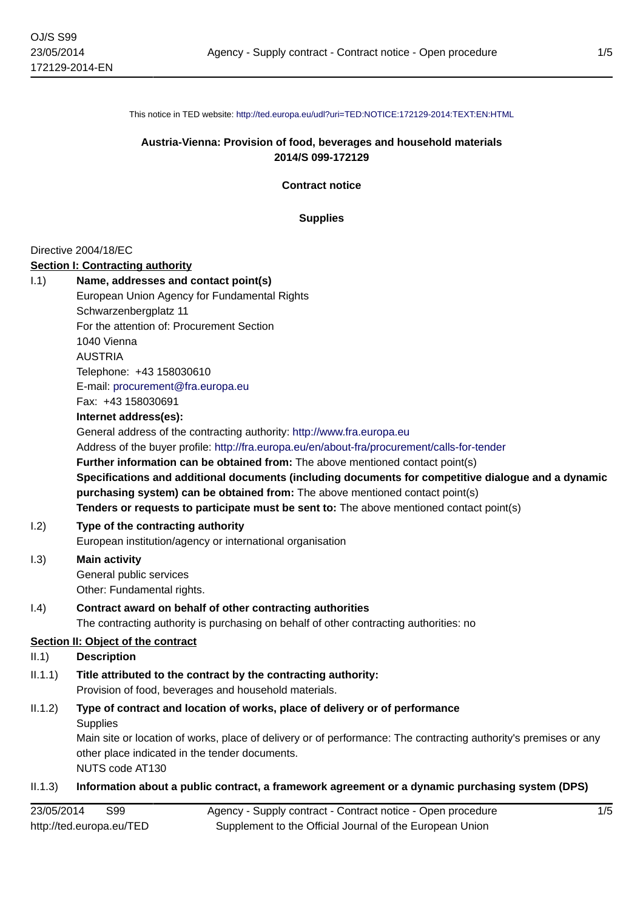This notice in TED website: http://ted.europa.eu/udl?uri=TED:NOTICE:172129-2014:TEXT:EN:HTML

**Austria-Vienna: Provision of food, beverages and household materials**
**2014/S 099-172129**

**Contract notice**

**Supplies**

Directive 2004/18/EC

## Section I: Contracting authority

I.1) **Name, addresses and contact point(s)**

European Union Agency for Fundamental Rights
Schwarzenbergplatz 11
For the attention of: Procurement Section
1040 Vienna
AUSTRIA
Telephone: +43 158030610
E-mail: procurement@fra.europa.eu
Fax: +43 158030691

**Internet address(es):**

General address of the contracting authority: http://www.fra.europa.eu

Address of the buyer profile: http://fra.europa.eu/en/about-fra/procurement/calls-for-tender

**Further information can be obtained from:** The above mentioned contact point(s)

**Specifications and additional documents (including documents for competitive dialogue and a dynamic purchasing system) can be obtained from:** The above mentioned contact point(s)

**Tenders or requests to participate must be sent to:** The above mentioned contact point(s)

I.2) **Type of the contracting authority**

European institution/agency or international organisation

I.3) **Main activity**

General public services
Other: Fundamental rights.

I.4) **Contract award on behalf of other contracting authorities**

The contracting authority is purchasing on behalf of other contracting authorities: no

## Section II: Object of the contract

II.1) **Description**

II.1.1) **Title attributed to the contract by the contracting authority:**

Provision of food, beverages and household materials.

II.1.2) **Type of contract and location of works, place of delivery or of performance**

Supplies

Main site or location of works, place of delivery or of performance: The contracting authority's premises or any other place indicated in the tender documents.

NUTS code AT130

II.1.3) **Information about a public contract, a framework agreement or a dynamic purchasing system (DPS)**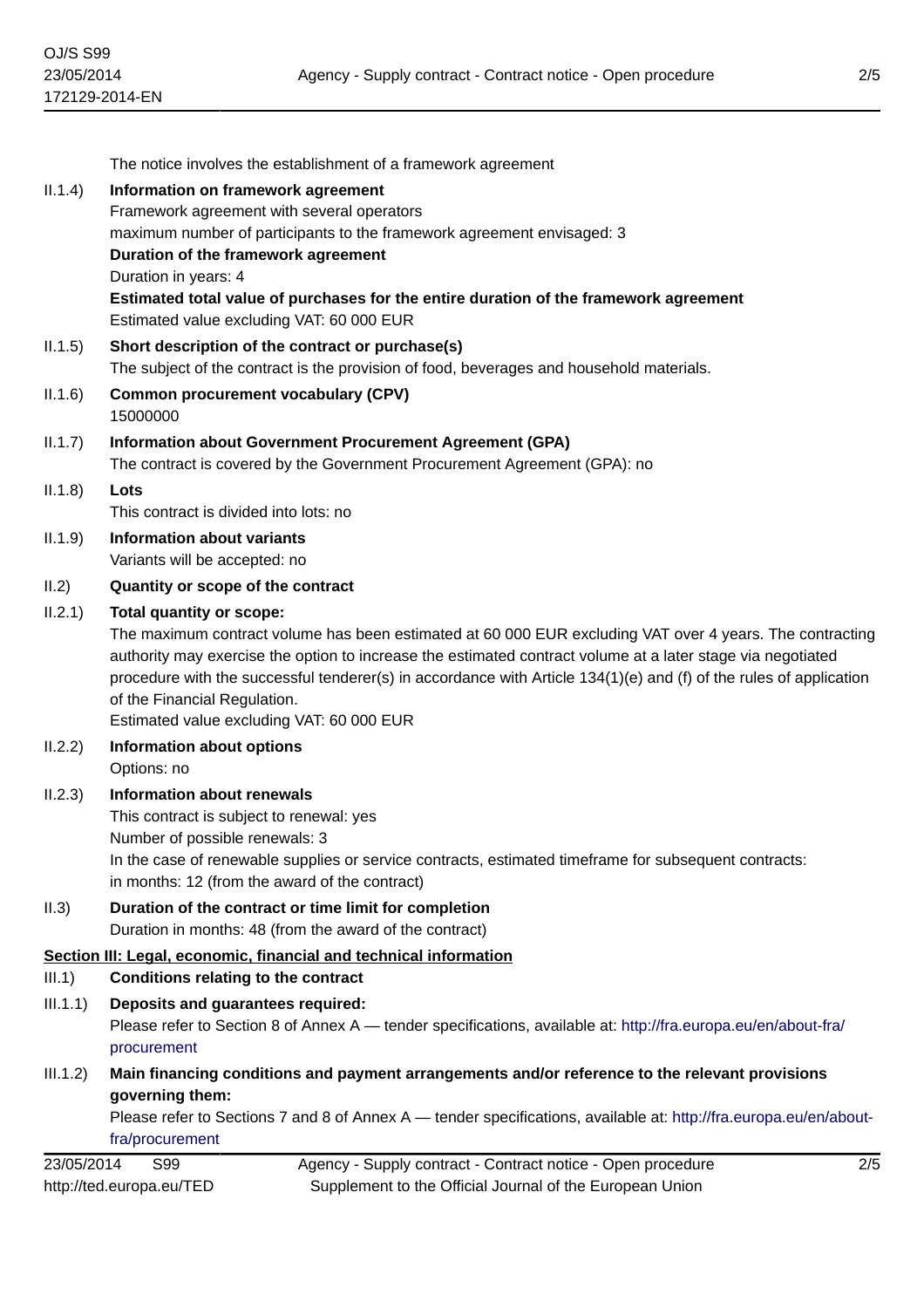The notice involves the establishment of a framework agreement

II.1.4) **Information on framework agreement**

Framework agreement with several operators

maximum number of participants to the framework agreement envisaged: 3

**Duration of the framework agreement**

Duration in years: 4

**Estimated total value of purchases for the entire duration of the framework agreement**

Estimated value excluding VAT: 60 000 EUR

II.1.5) **Short description of the contract or purchase(s)**

The subject of the contract is the provision of food, beverages and household materials.

II.1.6) **Common procurement vocabulary (CPV)**

15000000

II.1.7) **Information about Government Procurement Agreement (GPA)**

The contract is covered by the Government Procurement Agreement (GPA): no

II.1.8) **Lots**

This contract is divided into lots: no

II.1.9) **Information about variants**

Variants will be accepted: no

II.2) **Quantity or scope of the contract**

II.2.1) **Total quantity or scope:**

The maximum contract volume has been estimated at 60 000 EUR excluding VAT over 4 years. The contracting authority may exercise the option to increase the estimated contract volume at a later stage via negotiated procedure with the successful tenderer(s) in accordance with Article 134(1)(e) and (f) of the rules of application of the Financial Regulation.

Estimated value excluding VAT: 60 000 EUR

II.2.2) **Information about options**

Options: no

II.2.3) **Information about renewals**

This contract is subject to renewal: yes

Number of possible renewals: 3

In the case of renewable supplies or service contracts, estimated timeframe for subsequent contracts:

in months: 12 (from the award of the contract)

II.3) **Duration of the contract or time limit for completion**

Duration in months: 48 (from the award of the contract)

## Section III: Legal, economic, financial and technical information

III.1) **Conditions relating to the contract**

III.1.1) **Deposits and guarantees required:**

Please refer to Section 8 of Annex A — tender specifications, available at: http://fra.europa.eu/en/about-fra/procurement

III.1.2) **Main financing conditions and payment arrangements and/or reference to the relevant provisions governing them:**

Please refer to Sections 7 and 8 of Annex A — tender specifications, available at: http://fra.europa.eu/en/about-fra/procurement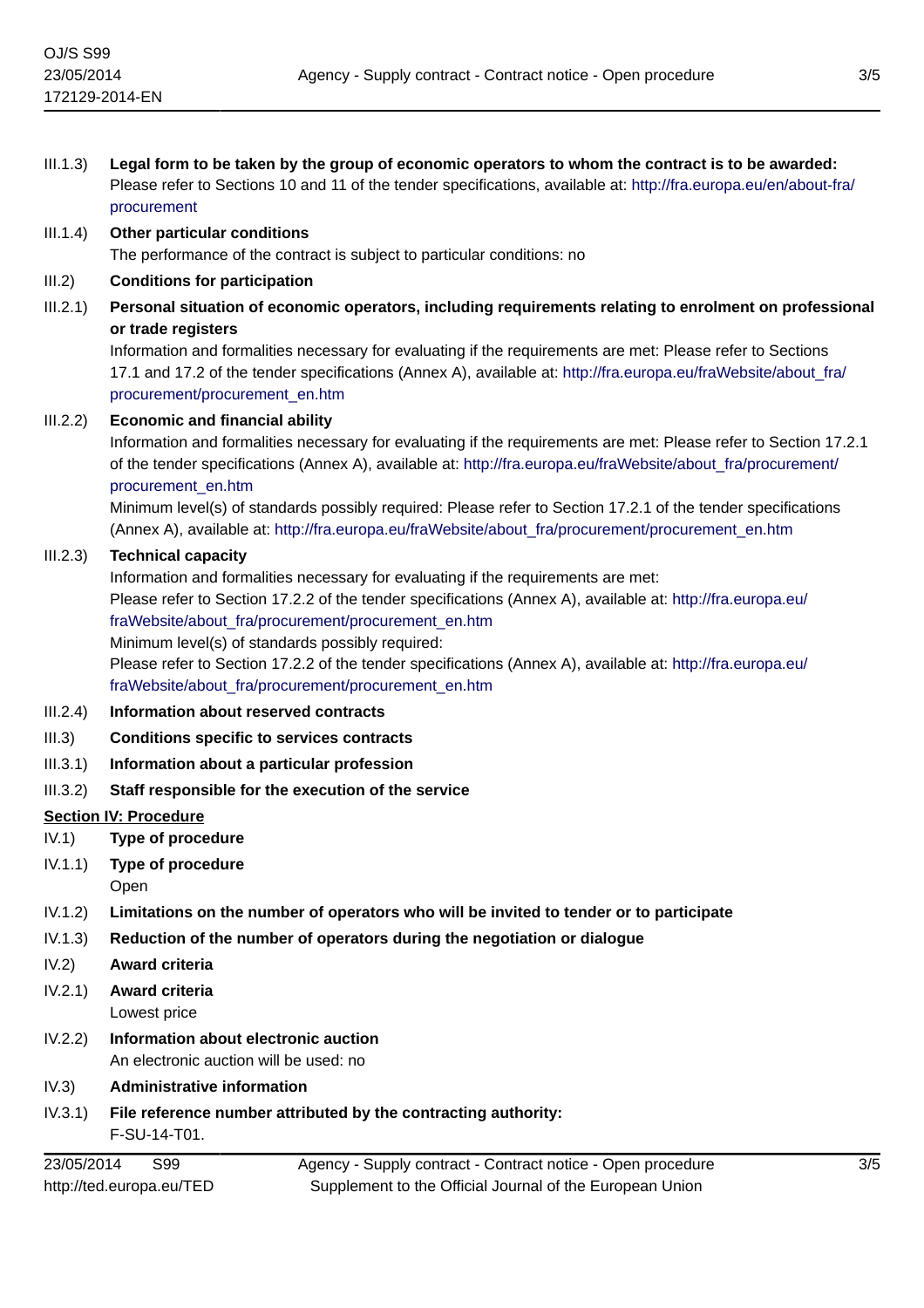III.1.3) **Legal form to be taken by the group of economic operators to whom the contract is to be awarded:**
Please refer to Sections 10 and 11 of the tender specifications, available at: http://fra.europa.eu/en/about-fra/procurement

III.1.4) **Other particular conditions**
The performance of the contract is subject to particular conditions: no

III.2) **Conditions for participation**

III.2.1) **Personal situation of economic operators, including requirements relating to enrolment on professional or trade registers**
Information and formalities necessary for evaluating if the requirements are met: Please refer to Sections 17.1 and 17.2 of the tender specifications (Annex A), available at: http://fra.europa.eu/fraWebsite/about_fra/procurement/procurement_en.htm

III.2.2) **Economic and financial ability**
Information and formalities necessary for evaluating if the requirements are met: Please refer to Section 17.2.1 of the tender specifications (Annex A), available at: http://fra.europa.eu/fraWebsite/about_fra/procurement/procurement_en.htm
Minimum level(s) of standards possibly required: Please refer to Section 17.2.1 of the tender specifications (Annex A), available at: http://fra.europa.eu/fraWebsite/about_fra/procurement/procurement_en.htm

III.2.3) **Technical capacity**
Information and formalities necessary for evaluating if the requirements are met:
Please refer to Section 17.2.2 of the tender specifications (Annex A), available at: http://fra.europa.eu/fraWebsite/about_fra/procurement/procurement_en.htm
Minimum level(s) of standards possibly required:
Please refer to Section 17.2.2 of the tender specifications (Annex A), available at: http://fra.europa.eu/fraWebsite/about_fra/procurement/procurement_en.htm

III.2.4) **Information about reserved contracts**

III.3) **Conditions specific to services contracts**

III.3.1) **Information about a particular profession**

III.3.2) **Staff responsible for the execution of the service**

## Section IV: Procedure

IV.1) **Type of procedure**

IV.1.1) **Type of procedure**
Open

IV.1.2) **Limitations on the number of operators who will be invited to tender or to participate**

IV.1.3) **Reduction of the number of operators during the negotiation or dialogue**

IV.2) **Award criteria**

IV.2.1) **Award criteria**
Lowest price

IV.2.2) **Information about electronic auction**
An electronic auction will be used: no

IV.3) **Administrative information**

IV.3.1) **File reference number attributed by the contracting authority:**
F-SU-14-T01.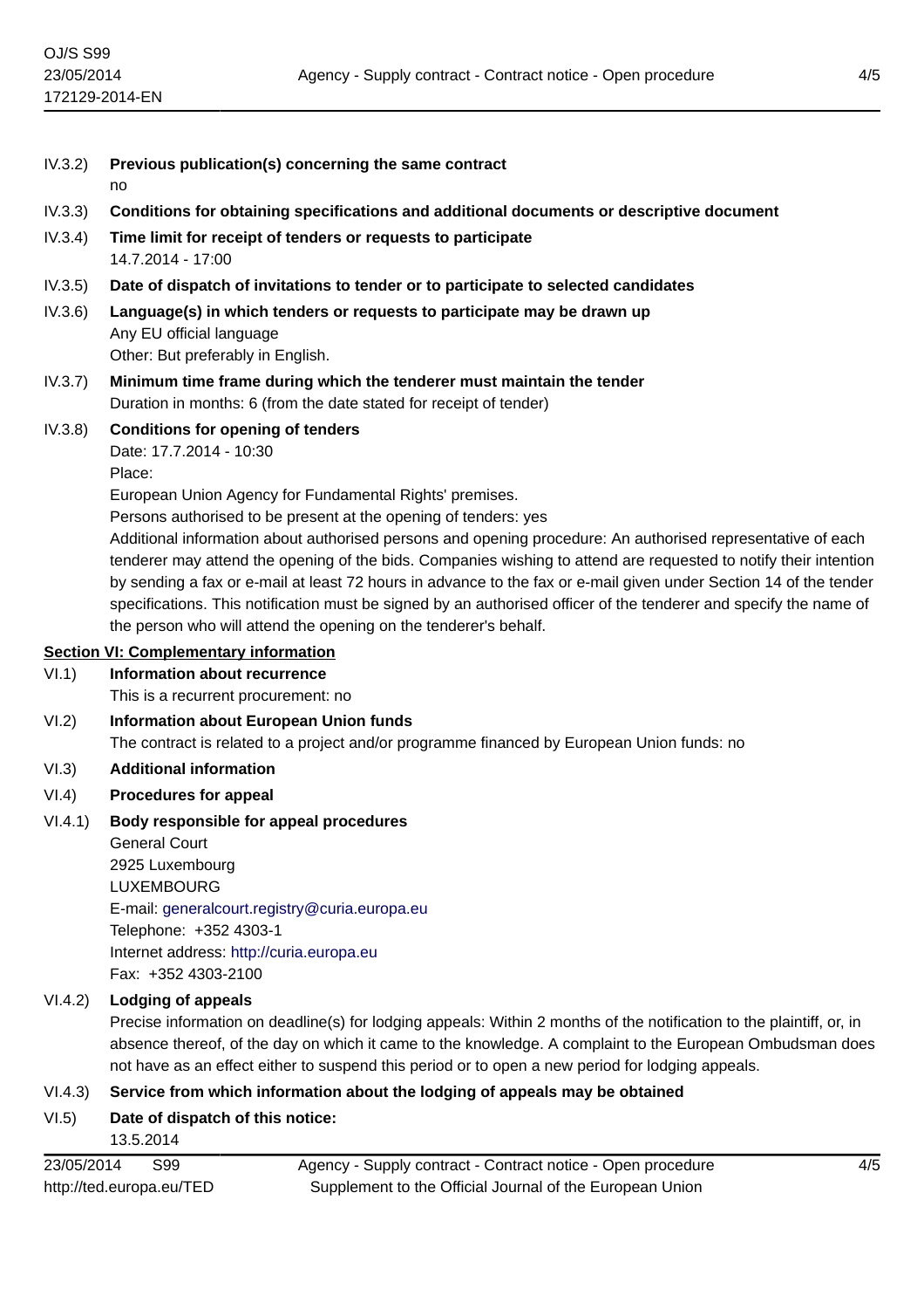IV.3.2) **Previous publication(s) concerning the same contract**
no

IV.3.3) **Conditions for obtaining specifications and additional documents or descriptive document**

IV.3.4) **Time limit for receipt of tenders or requests to participate**
14.7.2014 - 17:00

IV.3.5) **Date of dispatch of invitations to tender or to participate to selected candidates**

IV.3.6) **Language(s) in which tenders or requests to participate may be drawn up**
Any EU official language
Other: But preferably in English.

IV.3.7) **Minimum time frame during which the tenderer must maintain the tender**
Duration in months: 6 (from the date stated for receipt of tender)

IV.3.8) **Conditions for opening of tenders**
Date: 17.7.2014 - 10:30
Place:
European Union Agency for Fundamental Rights' premises.
Persons authorised to be present at the opening of tenders: yes
Additional information about authorised persons and opening procedure: An authorised representative of each tenderer may attend the opening of the bids. Companies wishing to attend are requested to notify their intention by sending a fax or e-mail at least 72 hours in advance to the fax or e-mail given under Section 14 of the tender specifications. This notification must be signed by an authorised officer of the tenderer and specify the name of the person who will attend the opening on the tenderer's behalf.

## Section VI: Complementary information

VI.1) **Information about recurrence**
This is a recurrent procurement: no

VI.2) **Information about European Union funds**
The contract is related to a project and/or programme financed by European Union funds: no

VI.3) **Additional information**

VI.4) **Procedures for appeal**

VI.4.1) **Body responsible for appeal procedures**
General Court
2925 Luxembourg
LUXEMBOURG
E-mail: generalcourt.registry@curia.europa.eu
Telephone: +352 4303-1
Internet address: http://curia.europa.eu
Fax: +352 4303-2100

VI.4.2) **Lodging of appeals**
Precise information on deadline(s) for lodging appeals: Within 2 months of the notification to the plaintiff, or, in absence thereof, of the day on which it came to the knowledge. A complaint to the European Ombudsman does not have as an effect either to suspend this period or to open a new period for lodging appeals.

VI.4.3) **Service from which information about the lodging of appeals may be obtained**

VI.5) **Date of dispatch of this notice:**
13.5.2014